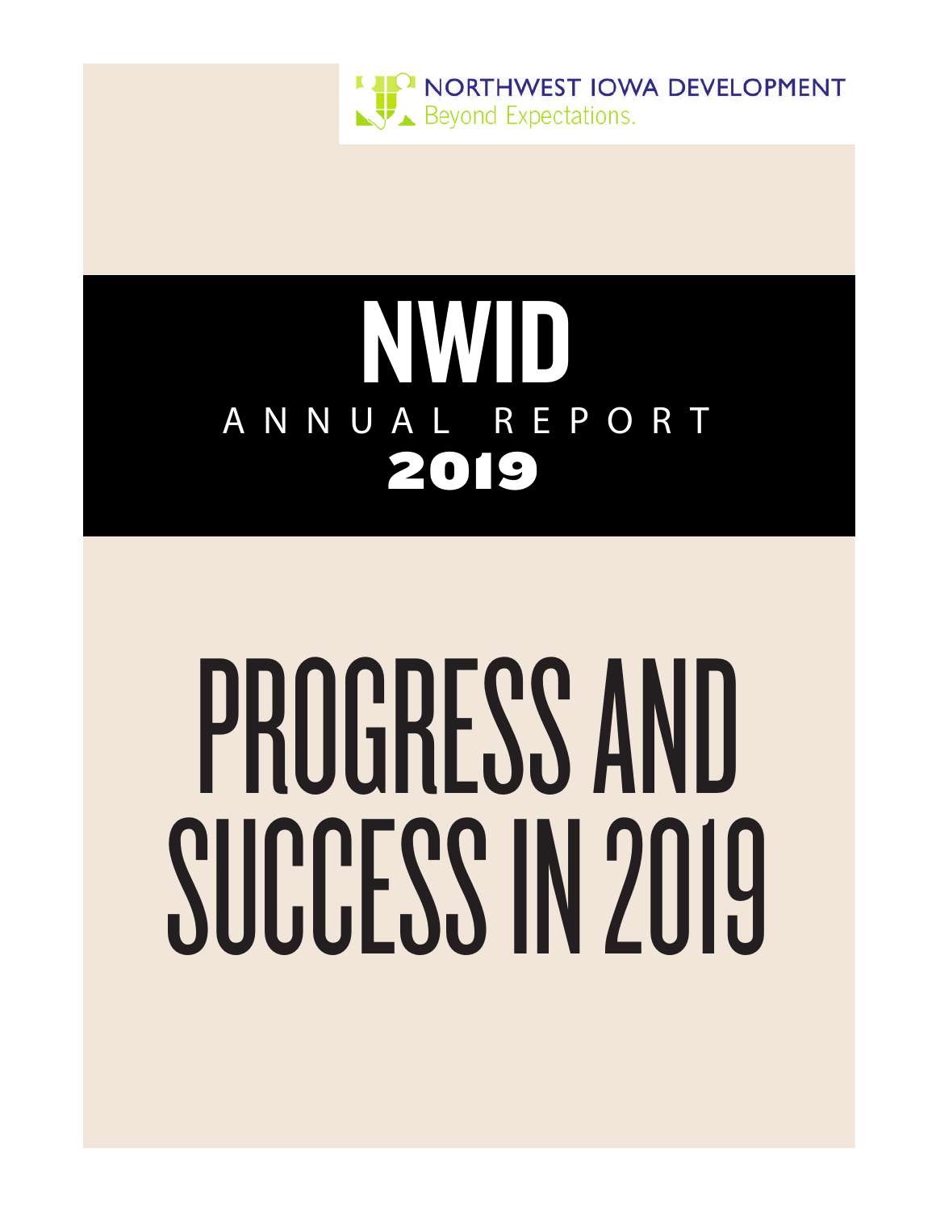NORTHWEST IOWA DEVELOPMENT
Beyond Expectations.

# NWID

## ANNUAL REPORT 2019

# PROGRESS AND SUCCESS IN 2019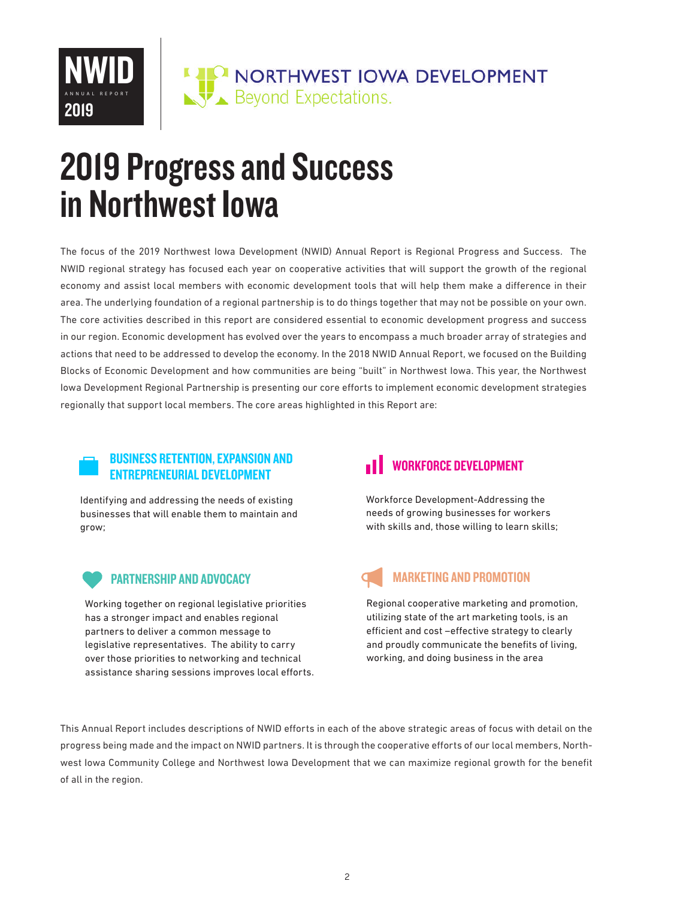NWID ANNUAL REPORT 2019

NORTHWEST IOWA DEVELOPMENT
Beyond Expectations.

# 2019 Progress and Success in Northwest Iowa

The focus of the 2019 Northwest Iowa Development (NWID) Annual Report is Regional Progress and Success. The NWID regional strategy has focused each year on cooperative activities that will support the growth of the regional economy and assist local members with economic development tools that will help them make a difference in their area. The underlying foundation of a regional partnership is to do things together that may not be possible on your own. The core activities described in this report are considered essential to economic development progress and success in our region. Economic development has evolved over the years to encompass a much broader array of strategies and actions that need to be addressed to develop the economy. In the 2018 NWID Annual Report, we focused on the Building Blocks of Economic Development and how communities are being "built" in Northwest Iowa. This year, the Northwest Iowa Development Regional Partnership is presenting our core efforts to implement economic development strategies regionally that support local members. The core areas highlighted in this Report are:

## BUSINESS RETENTION, EXPANSION AND ENTREPRENEURIAL DEVELOPMENT

Identifying and addressing the needs of existing businesses that will enable them to maintain and grow;

## WORKFORCE DEVELOPMENT

Workforce Development-Addressing the needs of growing businesses for workers with skills and, those willing to learn skills;

## PARTNERSHIP AND ADVOCACY

Working together on regional legislative priorities has a stronger impact and enables regional partners to deliver a common message to legislative representatives. The ability to carry over those priorities to networking and technical assistance sharing sessions improves local efforts.

## MARKETING AND PROMOTION

Regional cooperative marketing and promotion, utilizing state of the art marketing tools, is an efficient and cost –effective strategy to clearly and proudly communicate the benefits of living, working, and doing business in the area

This Annual Report includes descriptions of NWID efforts in each of the above strategic areas of focus with detail on the progress being made and the impact on NWID partners. It is through the cooperative efforts of our local members, Northwest Iowa Community College and Northwest Iowa Development that we can maximize regional growth for the benefit of all in the region.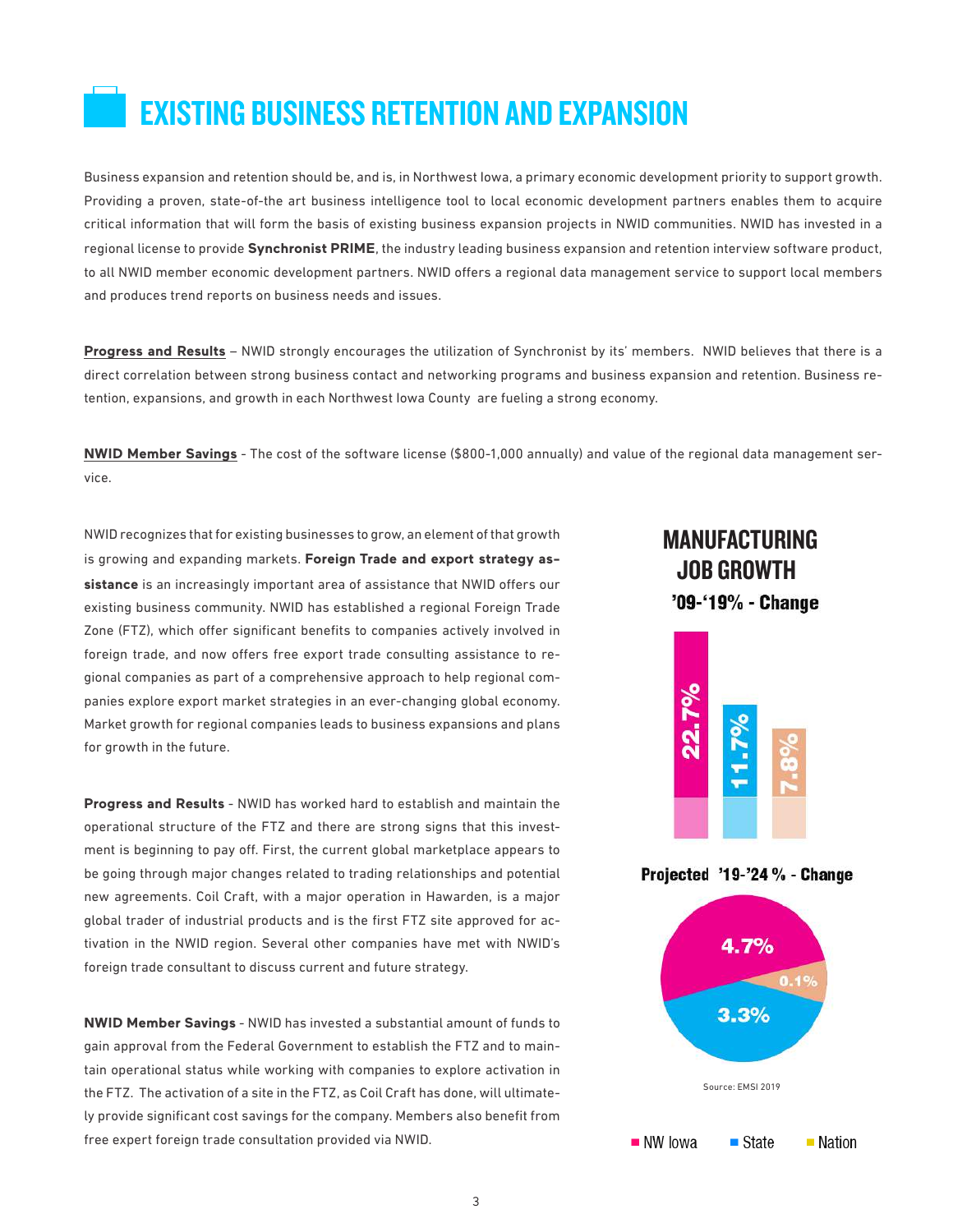# EXISTING BUSINESS RETENTION AND EXPANSION

Business expansion and retention should be, and is, in Northwest Iowa, a primary economic development priority to support growth. Providing a proven, state-of-the art business intelligence tool to local economic development partners enables them to acquire critical information that will form the basis of existing business expansion projects in NWID communities. NWID has invested in a regional license to provide **Synchronist PRIME**, the industry leading business expansion and retention interview software product, to all NWID member economic development partners. NWID offers a regional data management service to support local members and produces trend reports on business needs and issues.

**Progress and Results** – NWID strongly encourages the utilization of Synchronist by its' members. NWID believes that there is a direct correlation between strong business contact and networking programs and business expansion and retention. Business retention, expansions, and growth in each Northwest Iowa County are fueling a strong economy.

**NWID Member Savings** - The cost of the software license ($800-1,000 annually) and value of the regional data management service.

NWID recognizes that for existing businesses to grow, an element of that growth is growing and expanding markets. **Foreign Trade and export strategy assistance** is an increasingly important area of assistance that NWID offers our existing business community. NWID has established a regional Foreign Trade Zone (FTZ), which offer significant benefits to companies actively involved in foreign trade, and now offers free export trade consulting assistance to regional companies as part of a comprehensive approach to help regional companies explore export market strategies in an ever-changing global economy. Market growth for regional companies leads to business expansions and plans for growth in the future.

**Progress and Results** - NWID has worked hard to establish and maintain the operational structure of the FTZ and there are strong signs that this investment is beginning to pay off. First, the current global marketplace appears to be going through major changes related to trading relationships and potential new agreements. Coil Craft, with a major operation in Hawarden, is a major global trader of industrial products and is the first FTZ site approved for activation in the NWID region. Several other companies have met with NWID's foreign trade consultant to discuss current and future strategy.

**NWID Member Savings** - NWID has invested a substantial amount of funds to gain approval from the Federal Government to establish the FTZ and to maintain operational status while working with companies to explore activation in the FTZ. The activation of a site in the FTZ, as Coil Craft has done, will ultimately provide significant cost savings for the company. Members also benefit from free expert foreign trade consultation provided via NWID.

## MANUFACTURING JOB GROWTH

**'09-'19% - Change**

| NW Iowa | State | Nation |
|---|---|---|
| 22.7% | 11.7% | 7.8% |

**Projected '19-'24 % - Change**

| NW Iowa | State | Nation |
|---|---|---|
| 4.7% | 3.3% | 0.1% |

Source: EMSI 2019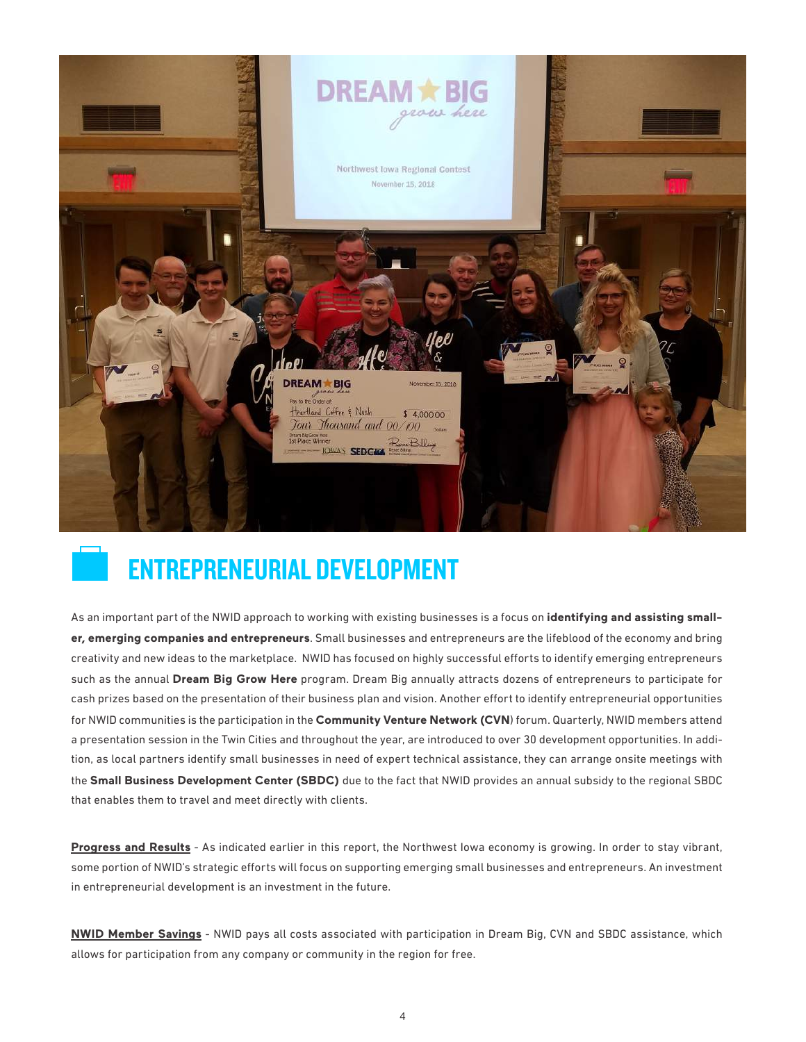## ENTREPRENEURIAL DEVELOPMENT

As an important part of the NWID approach to working with existing businesses is a focus on **identifying and assisting smaller, emerging companies and entrepreneurs**. Small businesses and entrepreneurs are the lifeblood of the economy and bring creativity and new ideas to the marketplace. NWID has focused on highly successful efforts to identify emerging entrepreneurs such as the annual **Dream Big Grow Here** program. Dream Big annually attracts dozens of entrepreneurs to participate for cash prizes based on the presentation of their business plan and vision. Another effort to identify entrepreneurial opportunities for NWID communities is the participation in the **Community Venture Network (CVN**) forum. Quarterly, NWID members attend a presentation session in the Twin Cities and throughout the year, are introduced to over 30 development opportunities. In addition, as local partners identify small businesses in need of expert technical assistance, they can arrange onsite meetings with the **Small Business Development Center (SBDC)** due to the fact that NWID provides an annual subsidy to the regional SBDC that enables them to travel and meet directly with clients.

**Progress and Results** - As indicated earlier in this report, the Northwest Iowa economy is growing. In order to stay vibrant, some portion of NWID's strategic efforts will focus on supporting emerging small businesses and entrepreneurs. An investment in entrepreneurial development is an investment in the future.

**NWID Member Savings** - NWID pays all costs associated with participation in Dream Big, CVN and SBDC assistance, which allows for participation from any company or community in the region for free.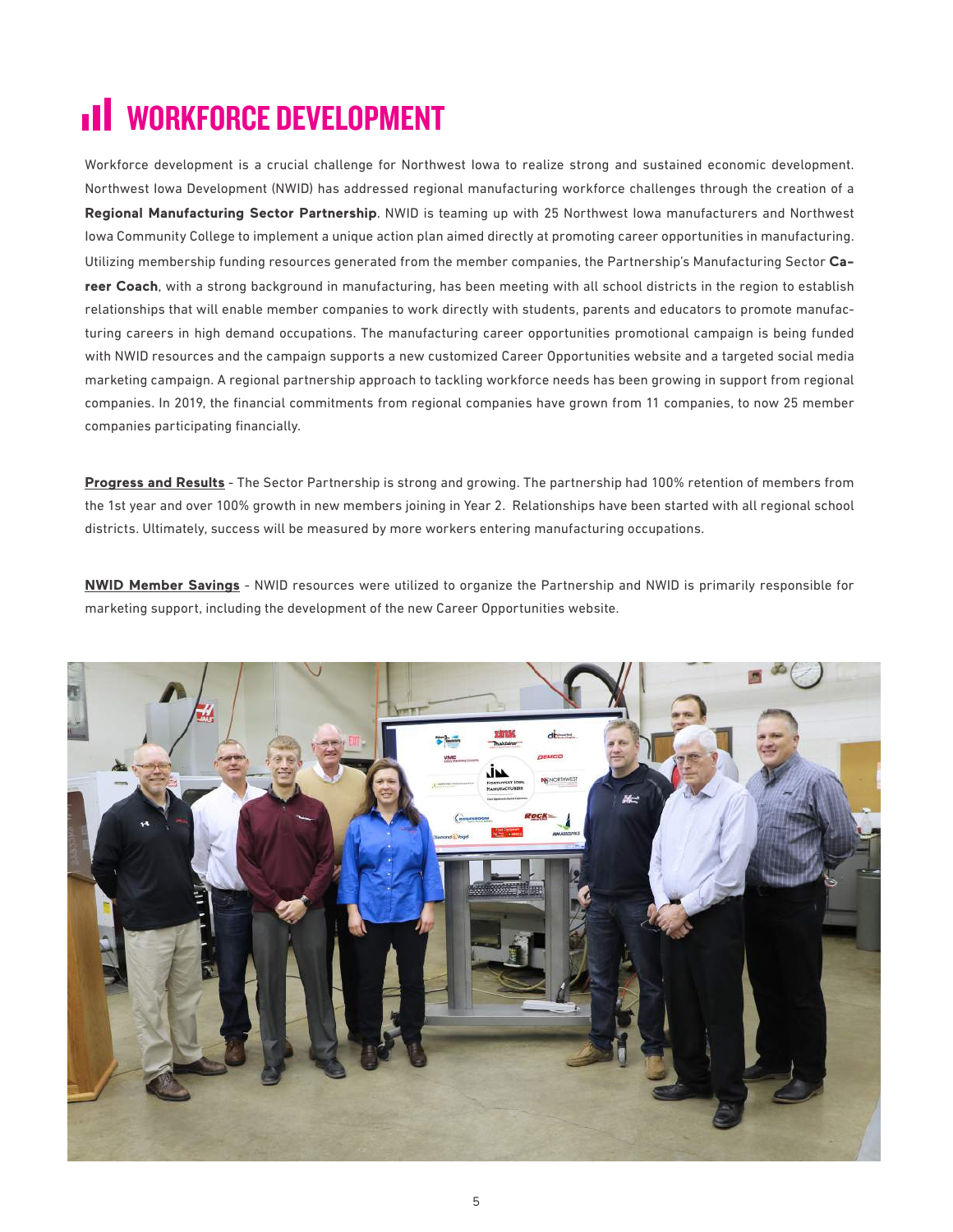# WORKFORCE DEVELOPMENT

Workforce development is a crucial challenge for Northwest Iowa to realize strong and sustained economic development. Northwest Iowa Development (NWID) has addressed regional manufacturing workforce challenges through the creation of a **Regional Manufacturing Sector Partnership**. NWID is teaming up with 25 Northwest Iowa manufacturers and Northwest Iowa Community College to implement a unique action plan aimed directly at promoting career opportunities in manufacturing. Utilizing membership funding resources generated from the member companies, the Partnership's Manufacturing Sector **Career Coach**, with a strong background in manufacturing, has been meeting with all school districts in the region to establish relationships that will enable member companies to work directly with students, parents and educators to promote manufacturing careers in high demand occupations. The manufacturing career opportunities promotional campaign is being funded with NWID resources and the campaign supports a new customized Career Opportunities website and a targeted social media marketing campaign. A regional partnership approach to tackling workforce needs has been growing in support from regional companies. In 2019, the financial commitments from regional companies have grown from 11 companies, to now 25 member companies participating financially.

**Progress and Results** - The Sector Partnership is strong and growing. The partnership had 100% retention of members from the 1st year and over 100% growth in new members joining in Year 2. Relationships have been started with all regional school districts. Ultimately, success will be measured by more workers entering manufacturing occupations.

**NWID Member Savings** - NWID resources were utilized to organize the Partnership and NWID is primarily responsible for marketing support, including the development of the new Career Opportunities website.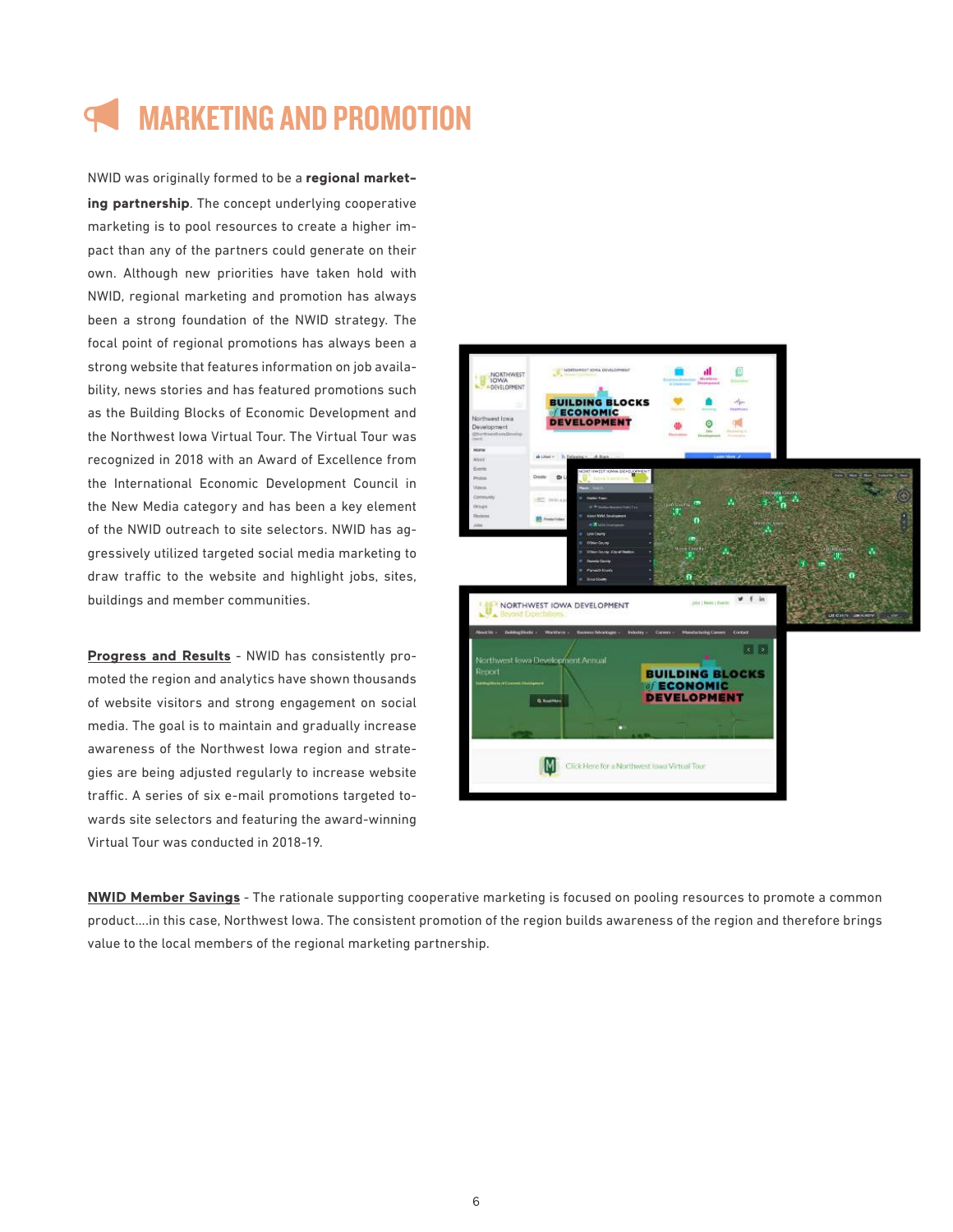# MARKETING AND PROMOTION

NWID was originally formed to be a **regional marketing partnership**. The concept underlying cooperative marketing is to pool resources to create a higher impact than any of the partners could generate on their own. Although new priorities have taken hold with NWID, regional marketing and promotion has always been a strong foundation of the NWID strategy. The focal point of regional promotions has always been a strong website that features information on job availability, news stories and has featured promotions such as the Building Blocks of Economic Development and the Northwest Iowa Virtual Tour. The Virtual Tour was recognized in 2018 with an Award of Excellence from the International Economic Development Council in the New Media category and has been a key element of the NWID outreach to site selectors. NWID has aggressively utilized targeted social media marketing to draw traffic to the website and highlight jobs, sites, buildings and member communities.

**Progress and Results** - NWID has consistently promoted the region and analytics have shown thousands of website visitors and strong engagement on social media. The goal is to maintain and gradually increase awareness of the Northwest Iowa region and strategies are being adjusted regularly to increase website traffic. A series of six e-mail promotions targeted towards site selectors and featuring the award-winning Virtual Tour was conducted in 2018-19.

**NWID Member Savings** - The rationale supporting cooperative marketing is focused on pooling resources to promote a common product....in this case, Northwest Iowa. The consistent promotion of the region builds awareness of the region and therefore brings value to the local members of the regional marketing partnership.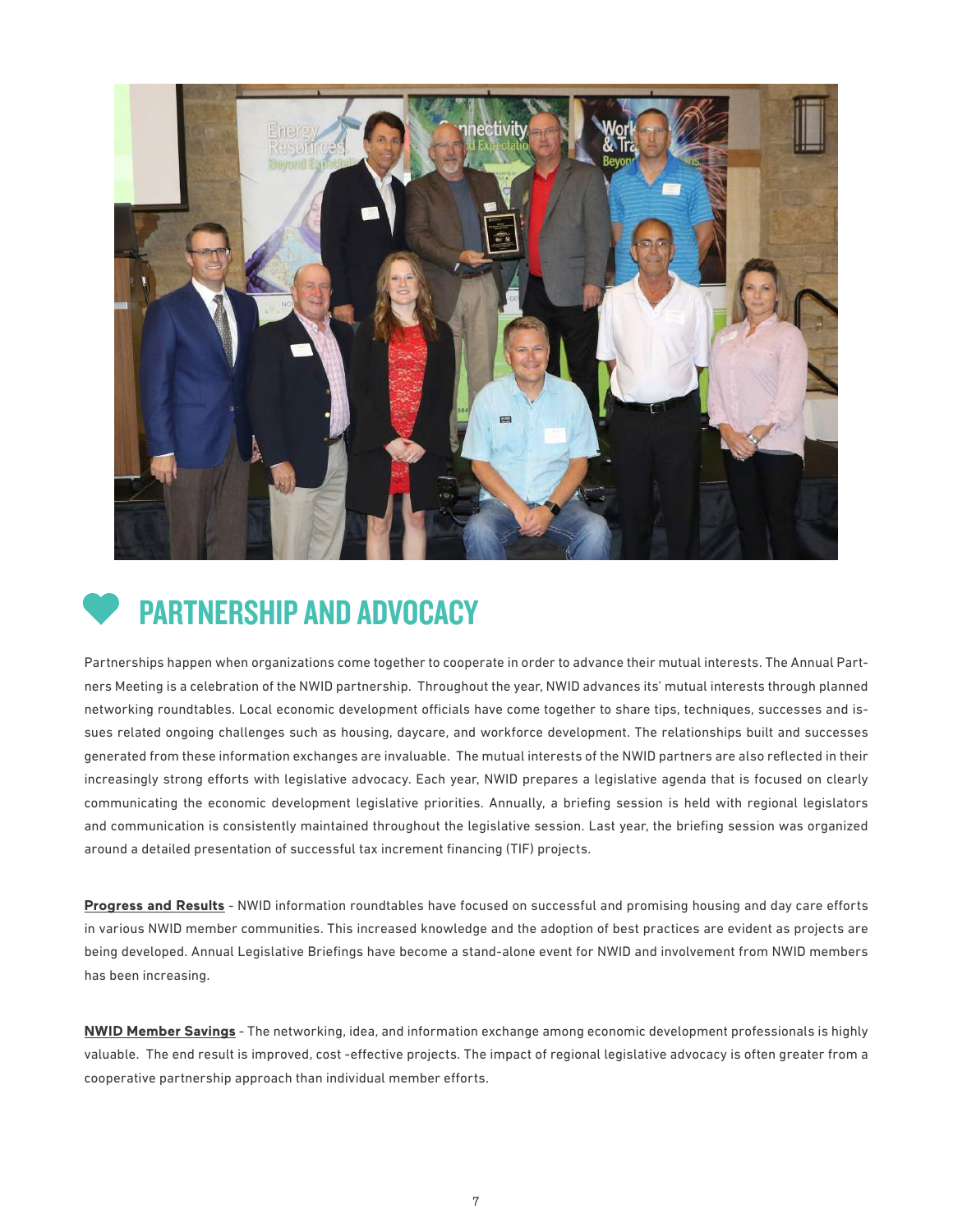## PARTNERSHIP AND ADVOCACY

Partnerships happen when organizations come together to cooperate in order to advance their mutual interests. The Annual Partners Meeting is a celebration of the NWID partnership. Throughout the year, NWID advances its' mutual interests through planned networking roundtables. Local economic development officials have come together to share tips, techniques, successes and issues related ongoing challenges such as housing, daycare, and workforce development. The relationships built and successes generated from these information exchanges are invaluable. The mutual interests of the NWID partners are also reflected in their increasingly strong efforts with legislative advocacy. Each year, NWID prepares a legislative agenda that is focused on clearly communicating the economic development legislative priorities. Annually, a briefing session is held with regional legislators and communication is consistently maintained throughout the legislative session. Last year, the briefing session was organized around a detailed presentation of successful tax increment financing (TIF) projects.

**Progress and Results** - NWID information roundtables have focused on successful and promising housing and day care efforts in various NWID member communities. This increased knowledge and the adoption of best practices are evident as projects are being developed. Annual Legislative Briefings have become a stand-alone event for NWID and involvement from NWID members has been increasing.

**NWID Member Savings** - The networking, idea, and information exchange among economic development professionals is highly valuable. The end result is improved, cost -effective projects. The impact of regional legislative advocacy is often greater from a cooperative partnership approach than individual member efforts.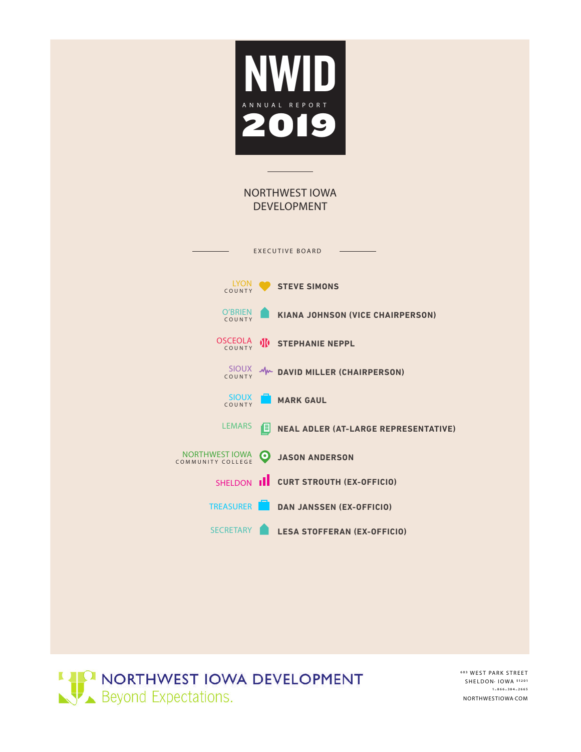# NWID

ANNUAL REPORT

# 2019

## NORTHWEST IOWA DEVELOPMENT

### EXECUTIVE BOARD

| | |
|---|---|
| LYON COUNTY | **STEVE SIMONS** |
| O'BRIEN COUNTY | **KIANA JOHNSON (VICE CHAIRPERSON)** |
| OSCEOLA COUNTY | **STEPHANIE NEPPL** |
| SIOUX COUNTY | **DAVID MILLER (CHAIRPERSON)** |
| SIOUX COUNTY | **MARK GAUL** |
| LEMARS | **NEAL ADLER (AT-LARGE REPRESENTATIVE)** |
| NORTHWEST IOWA COMMUNITY COLLEGE | **JASON ANDERSON** |
| SHELDON | **CURT STROUTH (EX-OFFICIO)** |
| TREASURER | **DAN JANSSEN (EX-OFFICIO)** |
| SECRETARY | **LESA STOFFERAN (EX-OFFICIO)** |

NORTHWEST IOWA DEVELOPMENT
Beyond Expectations.

603 WEST PARK STREET
SHELDON, IOWA 51201
1-866-384-2665
NORTHWESTIOWA.COM